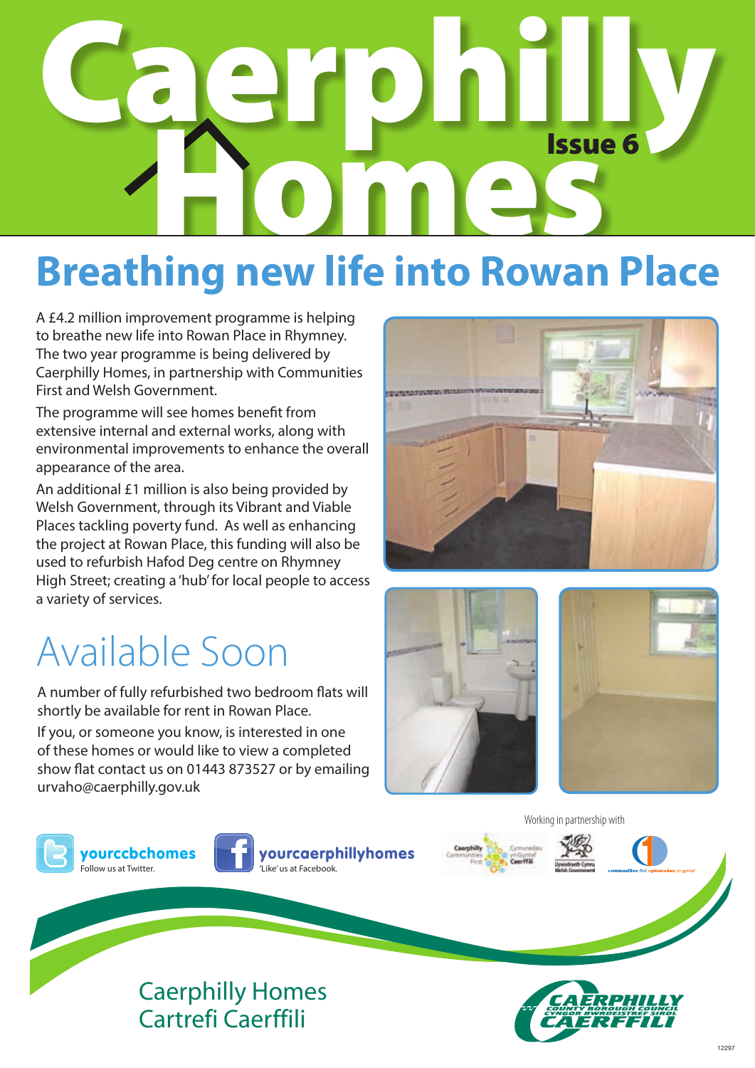# Caerphilly Homes

Issue 6

## Breathing new life into Rowan Place

A £4.2 million improvement programme is helping to breathe new life into Rowan Place in Rhymney. The two year programme is being delivered by Caerphilly Homes, in partnership with Communities First and Welsh Government.

The programme will see homes benefit from extensive internal and external works, along with environmental improvements to enhance the overall appearance of the area.

An additional £1 million is also being provided by Welsh Government, through its Vibrant and Viable Places tackling poverty fund. As well as enhancing the project at Rowan Place, this funding will also be used to refurbish Hafod Deg centre on Rhymney High Street; creating a 'hub' for local people to access a variety of services.

## Available Soon

A number of fully refurbished two bedroom flats will shortly be available for rent in Rowan Place.

If you, or someone you know, is interested in one of these homes or would like to view a completed show flat contact us on 01443 873527 or by emailing urvaho@caerphilly.gov.uk

**yourccbchomes**
Follow us at Twitter.

**yourcaerphillyhomes**
'Like' us at Facebook.

Working in partnership with

Caerphilly Homes
Cartrefi Caerffili

Caerphilly County Borough Council
Cyngor Bwrdeistref Sirol Caerffili

12297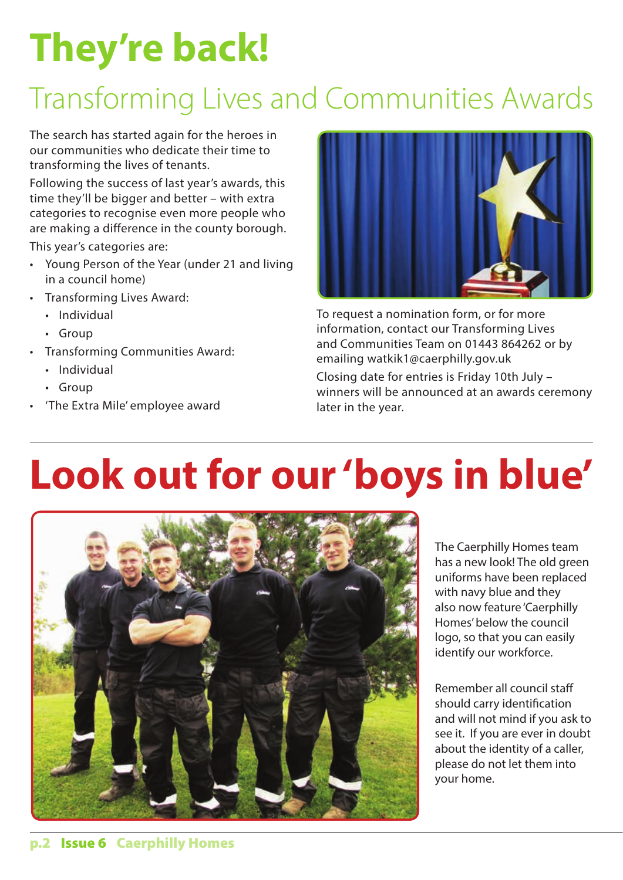# They're back!

## Transforming Lives and Communities Awards

The search has started again for the heroes in our communities who dedicate their time to transforming the lives of tenants.

Following the success of last year's awards, this time they'll be bigger and better – with extra categories to recognise even more people who are making a difference in the county borough.

This year's categories are:

- Young Person of the Year (under 21 and living in a council home)
- Transforming Lives Award:
  - Individual
  - Group
- Transforming Communities Award:
  - Individual
  - Group
- 'The Extra Mile' employee award

To request a nomination form, or for more information, contact our Transforming Lives and Communities Team on 01443 864262 or by emailing watkik1@caerphilly.gov.uk

Closing date for entries is Friday 10th July – winners will be announced at an awards ceremony later in the year.

# Look out for our 'boys in blue'

The Caerphilly Homes team has a new look! The old green uniforms have been replaced with navy blue and they also now feature 'Caerphilly Homes' below the council logo, so that you can easily identify our workforce.

Remember all council staff should carry identification and will not mind if you ask to see it. If you are ever in doubt about the identity of a caller, please do not let them into your home.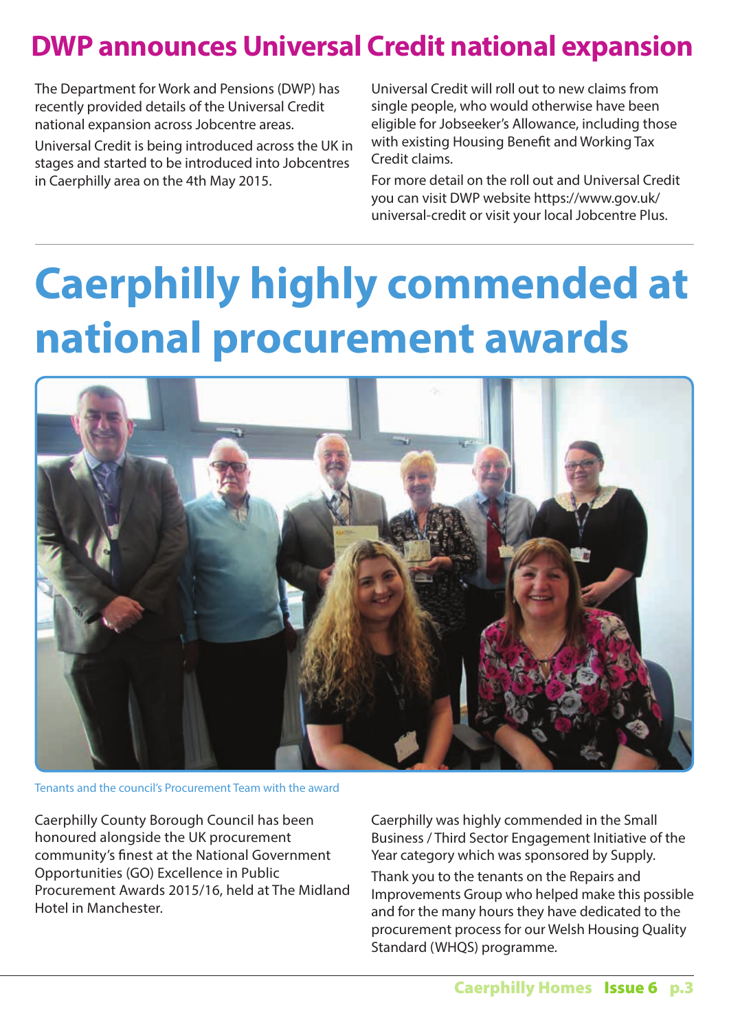# DWP announces Universal Credit national expansion

The Department for Work and Pensions (DWP) has recently provided details of the Universal Credit national expansion across Jobcentre areas.

Universal Credit is being introduced across the UK in stages and started to be introduced into Jobcentres in Caerphilly area on the 4th May 2015.

Universal Credit will roll out to new claims from single people, who would otherwise have been eligible for Jobseeker's Allowance, including those with existing Housing Benefit and Working Tax Credit claims.

For more detail on the roll out and Universal Credit you can visit DWP website https://www.gov.uk/universal-credit or visit your local Jobcentre Plus.

# Caerphilly highly commended at national procurement awards

Tenants and the council's Procurement Team with the award

Caerphilly County Borough Council has been honoured alongside the UK procurement community's finest at the National Government Opportunities (GO) Excellence in Public Procurement Awards 2015/16, held at The Midland Hotel in Manchester.

Caerphilly was highly commended in the Small Business / Third Sector Engagement Initiative of the Year category which was sponsored by Supply.

Thank you to the tenants on the Repairs and Improvements Group who helped make this possible and for the many hours they have dedicated to the procurement process for our Welsh Housing Quality Standard (WHQS) programme.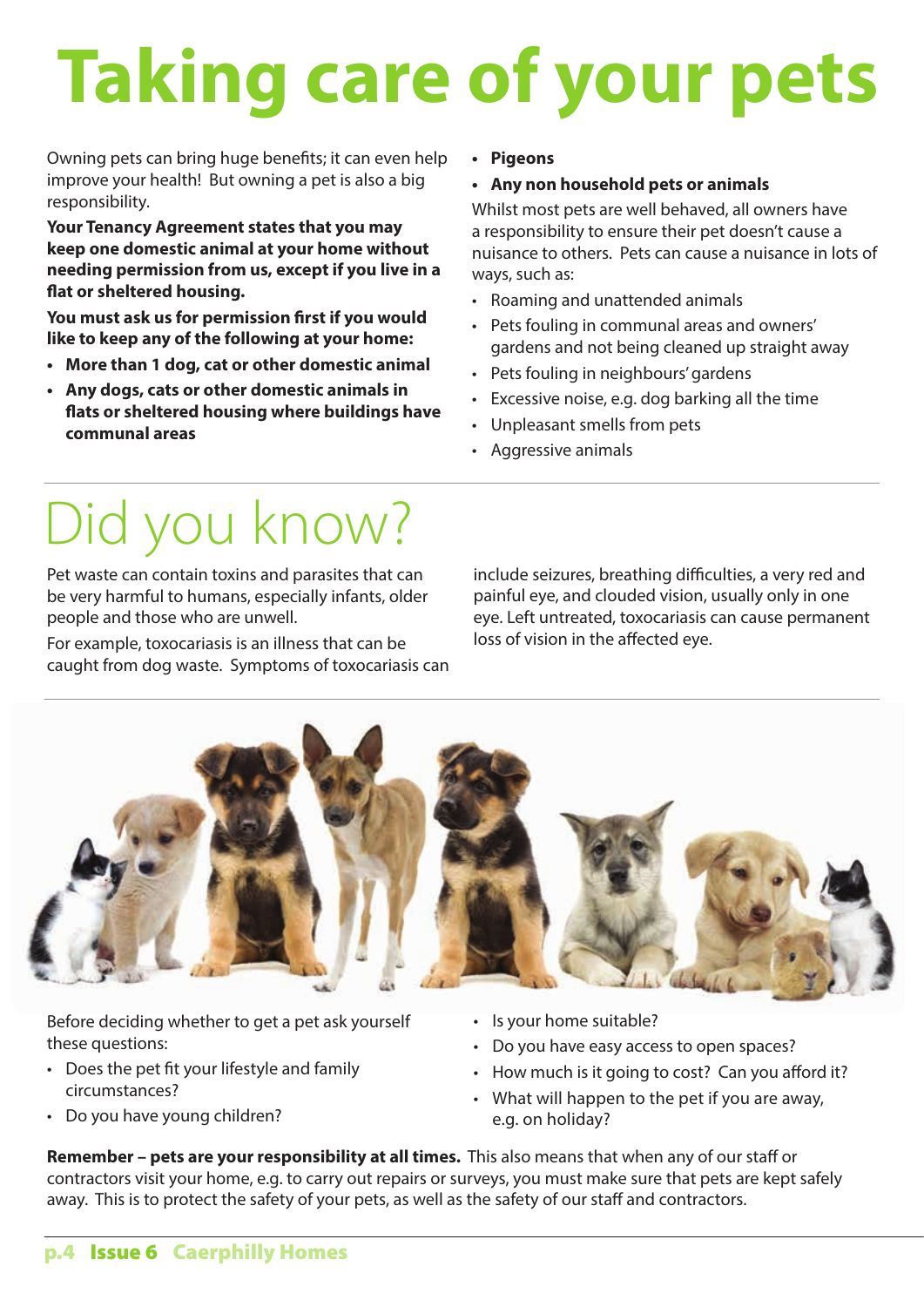# Taking care of your pets

Owning pets can bring huge benefits; it can even help improve your health! But owning a pet is also a big responsibility.

**Your Tenancy Agreement states that you may keep one domestic animal at your home without needing permission from us, except if you live in a flat or sheltered housing.**

**You must ask us for permission first if you would like to keep any of the following at your home:**

- **More than 1 dog, cat or other domestic animal**
- **Any dogs, cats or other domestic animals in flats or sheltered housing where buildings have communal areas**
- **Pigeons**
- **Any non household pets or animals**

Whilst most pets are well behaved, all owners have a responsibility to ensure their pet doesn't cause a nuisance to others. Pets can cause a nuisance in lots of ways, such as:

- Roaming and unattended animals
- Pets fouling in communal areas and owners' gardens and not being cleaned up straight away
- Pets fouling in neighbours' gardens
- Excessive noise, e.g. dog barking all the time
- Unpleasant smells from pets
- Aggressive animals

# Did you know?

Pet waste can contain toxins and parasites that can be very harmful to humans, especially infants, older people and those who are unwell.

For example, toxocariasis is an illness that can be caught from dog waste. Symptoms of toxocariasis can include seizures, breathing difficulties, a very red and painful eye, and clouded vision, usually only in one eye. Left untreated, toxocariasis can cause permanent loss of vision in the affected eye.

Before deciding whether to get a pet ask yourself these questions:

- Does the pet fit your lifestyle and family circumstances?
- Do you have young children?
- Is your home suitable?
- Do you have easy access to open spaces?
- How much is it going to cost? Can you afford it?
- What will happen to the pet if you are away, e.g. on holiday?

**Remember – pets are your responsibility at all times.** This also means that when any of our staff or contractors visit your home, e.g. to carry out repairs or surveys, you must make sure that pets are kept safely away. This is to protect the safety of your pets, as well as the safety of our staff and contractors.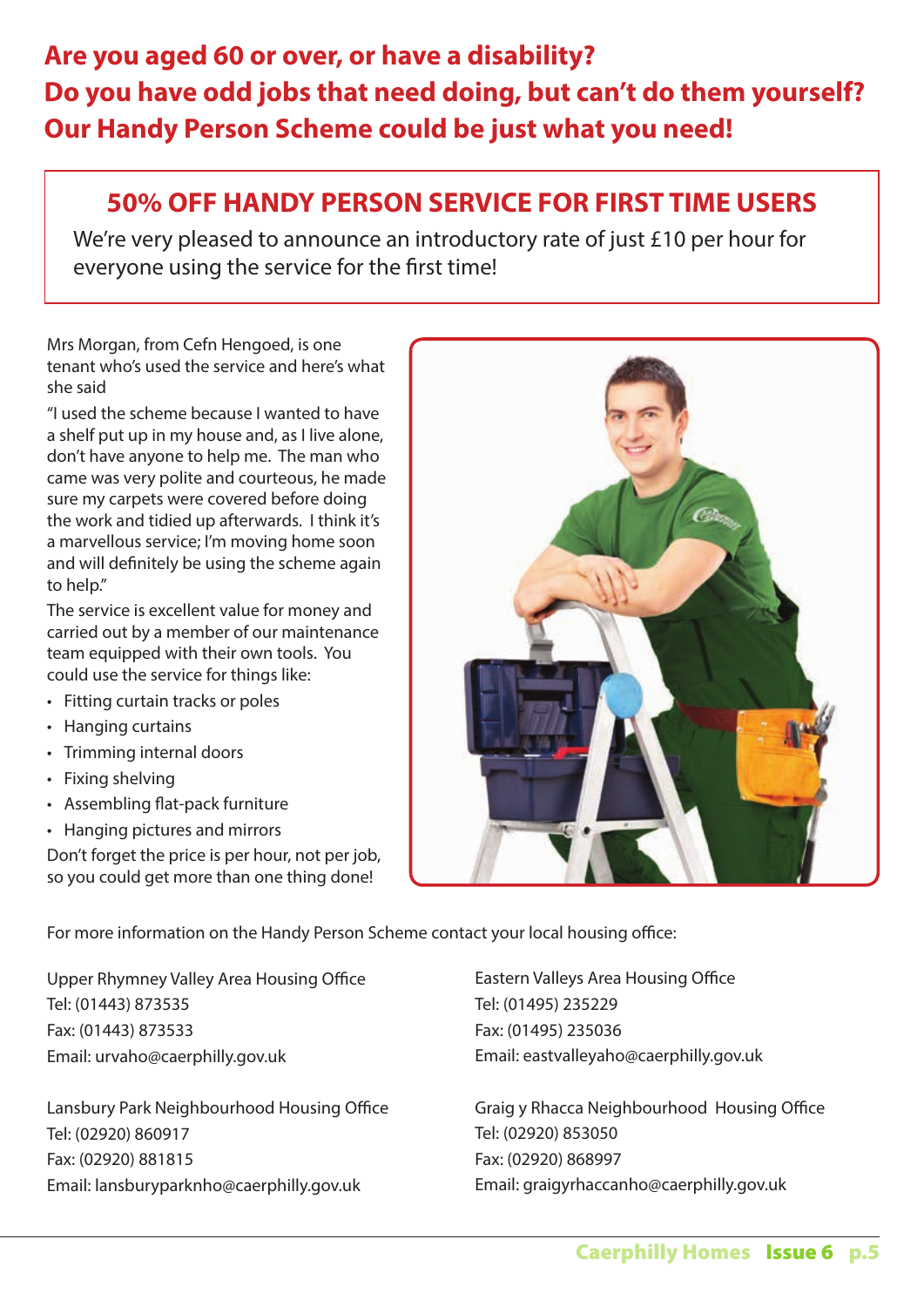# Are you aged 60 or over, or have a disability?
# Do you have odd jobs that need doing, but can't do them yourself?
# Our Handy Person Scheme could be just what you need!

## 50% OFF HANDY PERSON SERVICE FOR FIRST TIME USERS

We're very pleased to announce an introductory rate of just £10 per hour for everyone using the service for the first time!

Mrs Morgan, from Cefn Hengoed, is one tenant who's used the service and here's what she said

"I used the scheme because I wanted to have a shelf put up in my house and, as I live alone, don't have anyone to help me. The man who came was very polite and courteous, he made sure my carpets were covered before doing the work and tidied up afterwards. I think it's a marvellous service; I'm moving home soon and will definitely be using the scheme again to help."

The service is excellent value for money and carried out by a member of our maintenance team equipped with their own tools. You could use the service for things like:

- Fitting curtain tracks or poles
- Hanging curtains
- Trimming internal doors
- Fixing shelving
- Assembling flat-pack furniture
- Hanging pictures and mirrors

Don't forget the price is per hour, not per job, so you could get more than one thing done!

For more information on the Handy Person Scheme contact your local housing office:

Upper Rhymney Valley Area Housing Office
Tel: (01443) 873535
Fax: (01443) 873533
Email: urvaho@caerphilly.gov.uk

Lansbury Park Neighbourhood Housing Office
Tel: (02920) 860917
Fax: (02920) 881815
Email: lansburyparknho@caerphilly.gov.uk

Eastern Valleys Area Housing Office
Tel: (01495) 235229
Fax: (01495) 235036
Email: eastvalleyaho@caerphilly.gov.uk

Graig y Rhacca Neighbourhood Housing Office
Tel: (02920) 853050
Fax: (02920) 868997
Email: graigyrhaccanho@caerphilly.gov.uk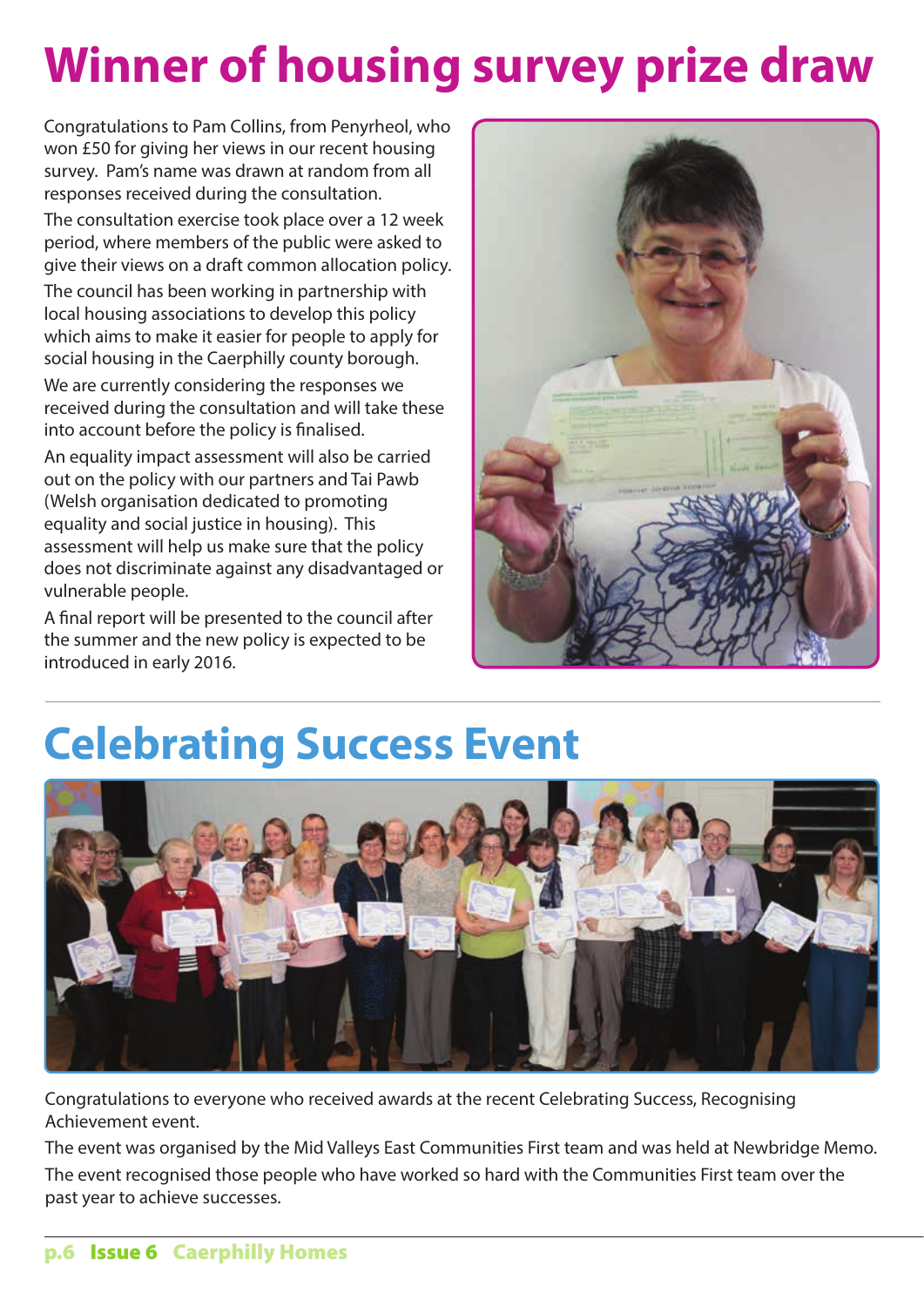# Winner of housing survey prize draw

Congratulations to Pam Collins, from Penyrheol, who won £50 for giving her views in our recent housing survey. Pam's name was drawn at random from all responses received during the consultation.

The consultation exercise took place over a 12 week period, where members of the public were asked to give their views on a draft common allocation policy.

The council has been working in partnership with local housing associations to develop this policy which aims to make it easier for people to apply for social housing in the Caerphilly county borough.

We are currently considering the responses we received during the consultation and will take these into account before the policy is finalised.

An equality impact assessment will also be carried out on the policy with our partners and Tai Pawb (Welsh organisation dedicated to promoting equality and social justice in housing). This assessment will help us make sure that the policy does not discriminate against any disadvantaged or vulnerable people.

A final report will be presented to the council after the summer and the new policy is expected to be introduced in early 2016.

# Celebrating Success Event

Congratulations to everyone who received awards at the recent Celebrating Success, Recognising Achievement event.

The event was organised by the Mid Valleys East Communities First team and was held at Newbridge Memo.

The event recognised those people who have worked so hard with the Communities First team over the past year to achieve successes.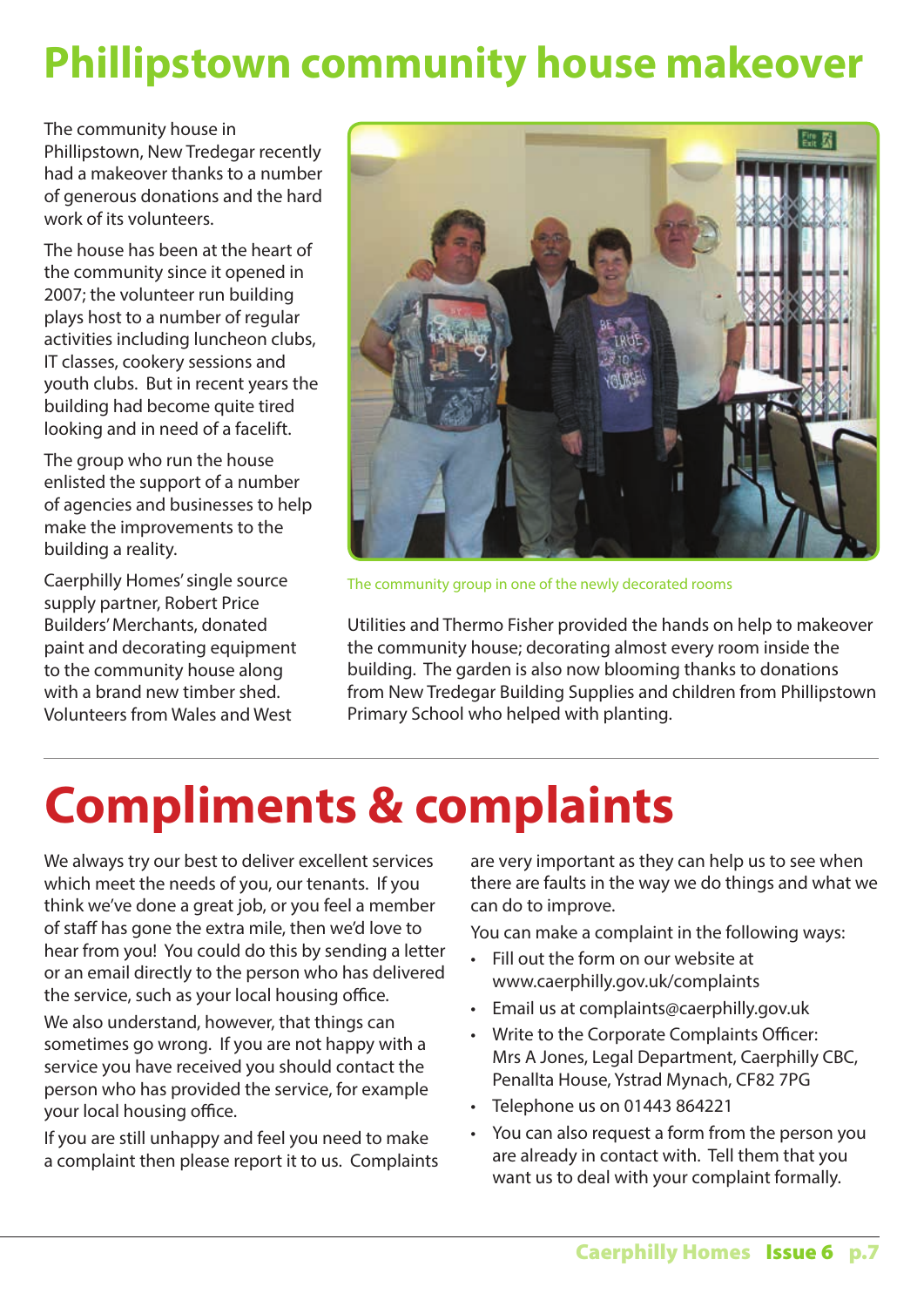# Phillipstown community house makeover

The community house in Phillipstown, New Tredegar recently had a makeover thanks to a number of generous donations and the hard work of its volunteers.

The house has been at the heart of the community since it opened in 2007; the volunteer run building plays host to a number of regular activities including luncheon clubs, IT classes, cookery sessions and youth clubs. But in recent years the building had become quite tired looking and in need of a facelift.

The group who run the house enlisted the support of a number of agencies and businesses to help make the improvements to the building a reality.

Caerphilly Homes' single source supply partner, Robert Price Builders' Merchants, donated paint and decorating equipment to the community house along with a brand new timber shed. Volunteers from Wales and West Utilities and Thermo Fisher provided the hands on help to makeover the community house; decorating almost every room inside the building. The garden is also now blooming thanks to donations from New Tredegar Building Supplies and children from Phillipstown Primary School who helped with planting.

The community group in one of the newly decorated rooms

# Compliments & complaints

We always try our best to deliver excellent services which meet the needs of you, our tenants. If you think we've done a great job, or you feel a member of staff has gone the extra mile, then we'd love to hear from you! You could do this by sending a letter or an email directly to the person who has delivered the service, such as your local housing office.

We also understand, however, that things can sometimes go wrong. If you are not happy with a service you have received you should contact the person who has provided the service, for example your local housing office.

If you are still unhappy and feel you need to make a complaint then please report it to us. Complaints are very important as they can help us to see when there are faults in the way we do things and what we can do to improve.

You can make a complaint in the following ways:

- Fill out the form on our website at www.caerphilly.gov.uk/complaints
- Email us at complaints@caerphilly.gov.uk
- Write to the Corporate Complaints Officer: Mrs A Jones, Legal Department, Caerphilly CBC, Penallta House, Ystrad Mynach, CF82 7PG
- Telephone us on 01443 864221
- You can also request a form from the person you are already in contact with. Tell them that you want us to deal with your complaint formally.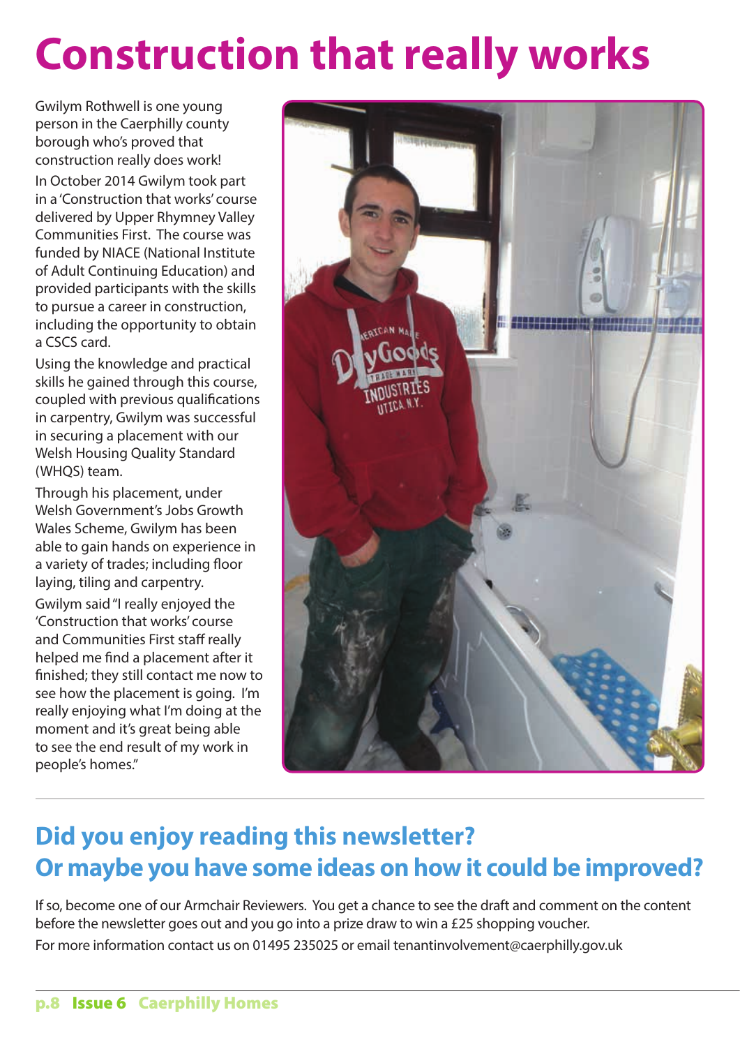# Construction that really works

Gwilym Rothwell is one young person in the Caerphilly county borough who's proved that construction really does work!

In October 2014 Gwilym took part in a 'Construction that works' course delivered by Upper Rhymney Valley Communities First. The course was funded by NIACE (National Institute of Adult Continuing Education) and provided participants with the skills to pursue a career in construction, including the opportunity to obtain a CSCS card.

Using the knowledge and practical skills he gained through this course, coupled with previous qualifications in carpentry, Gwilym was successful in securing a placement with our Welsh Housing Quality Standard (WHQS) team.

Through his placement, under Welsh Government's Jobs Growth Wales Scheme, Gwilym has been able to gain hands on experience in a variety of trades; including floor laying, tiling and carpentry.

Gwilym said "I really enjoyed the 'Construction that works' course and Communities First staff really helped me find a placement after it finished; they still contact me now to see how the placement is going. I'm really enjoying what I'm doing at the moment and it's great being able to see the end result of my work in people's homes."

## Did you enjoy reading this newsletter? Or maybe you have some ideas on how it could be improved?

If so, become one of our Armchair Reviewers. You get a chance to see the draft and comment on the content before the newsletter goes out and you go into a prize draw to win a £25 shopping voucher.

For more information contact us on 01495 235025 or email tenantinvolvement@caerphilly.gov.uk